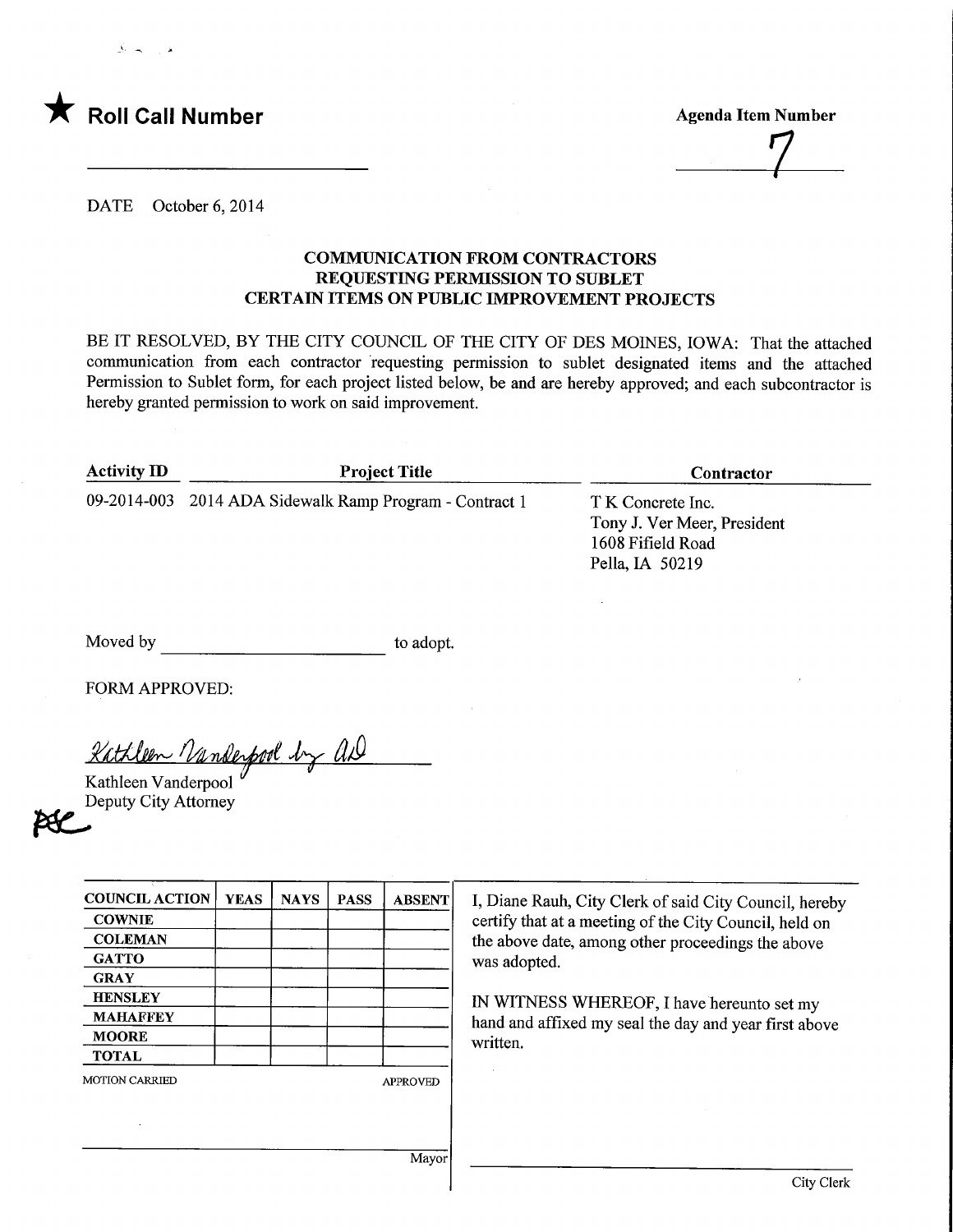★ **Roll Call Number**

**Agenda Item Number**

7

DATE October 6, 2014

## COMMUNICATION FROM CONTRACTORS REQUESTING PERMISSION TO SUBLET CERTAIN ITEMS ON PUBLIC IMPROVEMENT PROJECTS

BE IT RESOLVED, BY THE CITY COUNCIL OF THE CITY OF DES MOINES, IOWA: That the attached communication from each contractor requesting permission to sublet designated items and the attached Permission to Sublet form, for each project listed below, be and are hereby approved; and each subcontractor is hereby granted permission to work on said improvement.

| Activity ID | Project Title | Contractor |
|---|---|---|
| 09-2014-003 | 2014 ADA Sidewalk Ramp Program - Contract 1 | T K Concrete Inc.<br>Tony J. Ver Meer, President<br>1608 Fifield Road<br>Pella, IA 50219 |

Moved by ______________________ to adopt.

FORM APPROVED:

Kathleen Vanderpool by AD

Kathleen Vanderpool
Deputy City Attorney

| COUNCIL ACTION | YEAS | NAYS | PASS | ABSENT |
|---|---|---|---|---|
| COWNIE | | | | |
| COLEMAN | | | | |
| GATTO | | | | |
| GRAY | | | | |
| HENSLEY | | | | |
| MAHAFFEY | | | | |
| MOORE | | | | |
| TOTAL | | | | |

MOTION CARRIED APPROVED

Mayor

I, Diane Rauh, City Clerk of said City Council, hereby certify that at a meeting of the City Council, held on the above date, among other proceedings the above was adopted.

IN WITNESS WHEREOF, I have hereunto set my hand and affixed my seal the day and year first above written.

City Clerk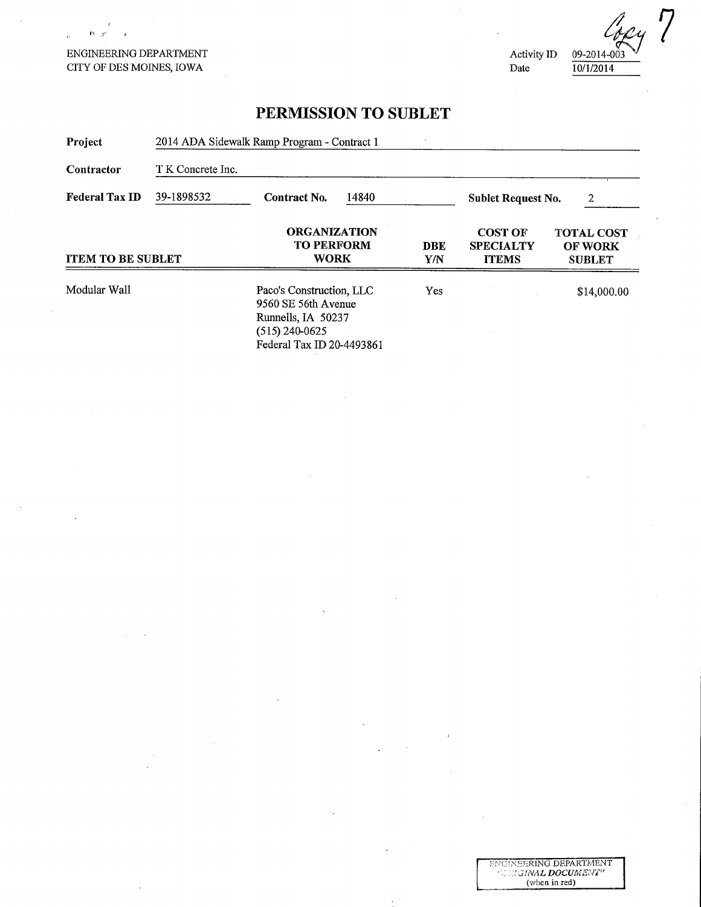ENGINEERING DEPARTMENT
CITY OF DES MOINES, IOWA

Copy 7

Activity ID 09-2014-003
Date 10/1/2014

# PERMISSION TO SUBLET

**Project** 2014 ADA Sidewalk Ramp Program - Contract 1

**Contractor** T K Concrete Inc.

**Federal Tax ID** 39-1898532 **Contract No.** 14840 **Sublet Request No.** 2

| ITEM TO BE SUBLET | ORGANIZATION TO PERFORM WORK | DBE Y/N | COST OF SPECIALTY ITEMS | TOTAL COST OF WORK SUBLET |
|---|---|---|---|---|
| Modular Wall | Paco's Construction, LLC<br>9560 SE 56th Avenue<br>Runnells, IA 50237<br>(515) 240-0625<br>Federal Tax ID 20-4493861 | Yes | | $14,000.00 |

ENGINEERING DEPARTMENT
"ORIGINAL DOCUMENT"
(when in red)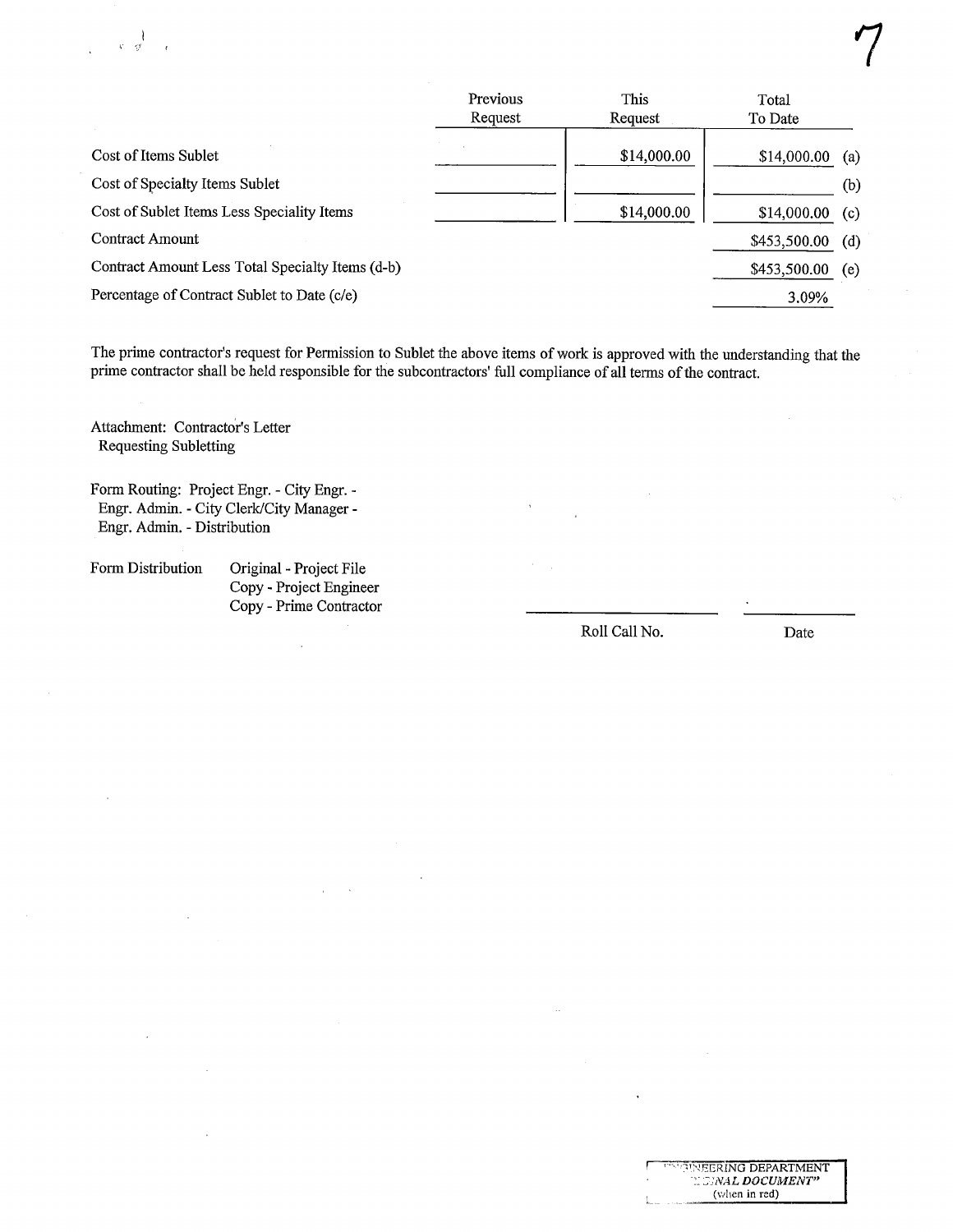| | Previous Request | This Request | Total To Date | |
|---|---|---|---|---|
| Cost of Items Sublet | | $14,000.00 | $14,000.00 | (a) |
| Cost of Specialty Items Sublet | | | | (b) |
| Cost of Sublet Items Less Speciality Items | | $14,000.00 | $14,000.00 | (c) |
| Contract Amount | | | $453,500.00 | (d) |
| Contract Amount Less Total Specialty Items (d-b) | | | $453,500.00 | (e) |
| Percentage of Contract Sublet to Date (c/e) | | | 3.09% | |

The prime contractor's request for Permission to Sublet the above items of work is approved with the understanding that the prime contractor shall be held responsible for the subcontractors' full compliance of all terms of the contract.

Attachment: Contractor's Letter
Requesting Subletting

Form Routing: Project Engr. - City Engr. -
Engr. Admin. - City Clerk/City Manager -
Engr. Admin. - Distribution

Form Distribution
Original - Project File
Copy - Project Engineer
Copy - Prime Contractor

Roll Call No. ______ Date ______

ENGINEERING DEPARTMENT
"ORIGINAL DOCUMENT"
(when in red)